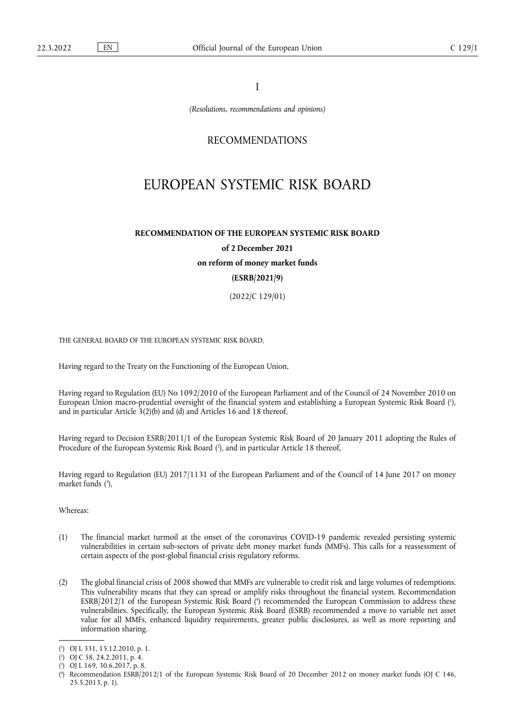I

*(Resolutions, recommendations and opinions)*

RECOMMENDATIONS

# EUROPEAN SYSTEMIC RISK BOARD

## RECOMMENDATION OF THE EUROPEAN SYSTEMIC RISK BOARD

**of 2 December 2021**

**on reform of money market funds**

**(ESRB/2021/9)**

(2022/C 129/01)

THE GENERAL BOARD OF THE EUROPEAN SYSTEMIC RISK BOARD,

Having regard to the Treaty on the Functioning of the European Union,

Having regard to Regulation (EU) No 1092/2010 of the European Parliament and of the Council of 24 November 2010 on European Union macro-prudential oversight of the financial system and establishing a European Systemic Risk Board [1], and in particular Article 3(2)(b) and (d) and Articles 16 and 18 thereof,

Having regard to Decision ESRB/2011/1 of the European Systemic Risk Board of 20 January 2011 adopting the Rules of Procedure of the European Systemic Risk Board [2], and in particular Article 18 thereof,

Having regard to Regulation (EU) 2017/1131 of the European Parliament and of the Council of 14 June 2017 on money market funds [3],

Whereas:

(1) The financial market turmoil at the onset of the coronavirus COVID-19 pandemic revealed persisting systemic vulnerabilities in certain sub-sectors of private debt money market funds (MMFs). This calls for a reassessment of certain aspects of the post-global financial crisis regulatory reforms.

(2) The global financial crisis of 2008 showed that MMFs are vulnerable to credit risk and large volumes of redemptions. This vulnerability means that they can spread or amplify risks throughout the financial system. Recommendation ESRB/2012/1 of the European Systemic Risk Board [4] recommended the European Commission to address these vulnerabilities. Specifically, the European Systemic Risk Board (ESRB) recommended a move to variable net asset value for all MMFs, enhanced liquidity requirements, greater public disclosures, as well as more reporting and information sharing.

---

[1] OJ L 331, 15.12.2010, p. 1.

[2] OJ C 58, 24.2.2011, p. 4.

[3] OJ L 169, 30.6.2017, p. 8.

[4] Recommendation ESRB/2012/1 of the European Systemic Risk Board of 20 December 2012 on money market funds (OJ C 146, 25.5.2013, p. 1).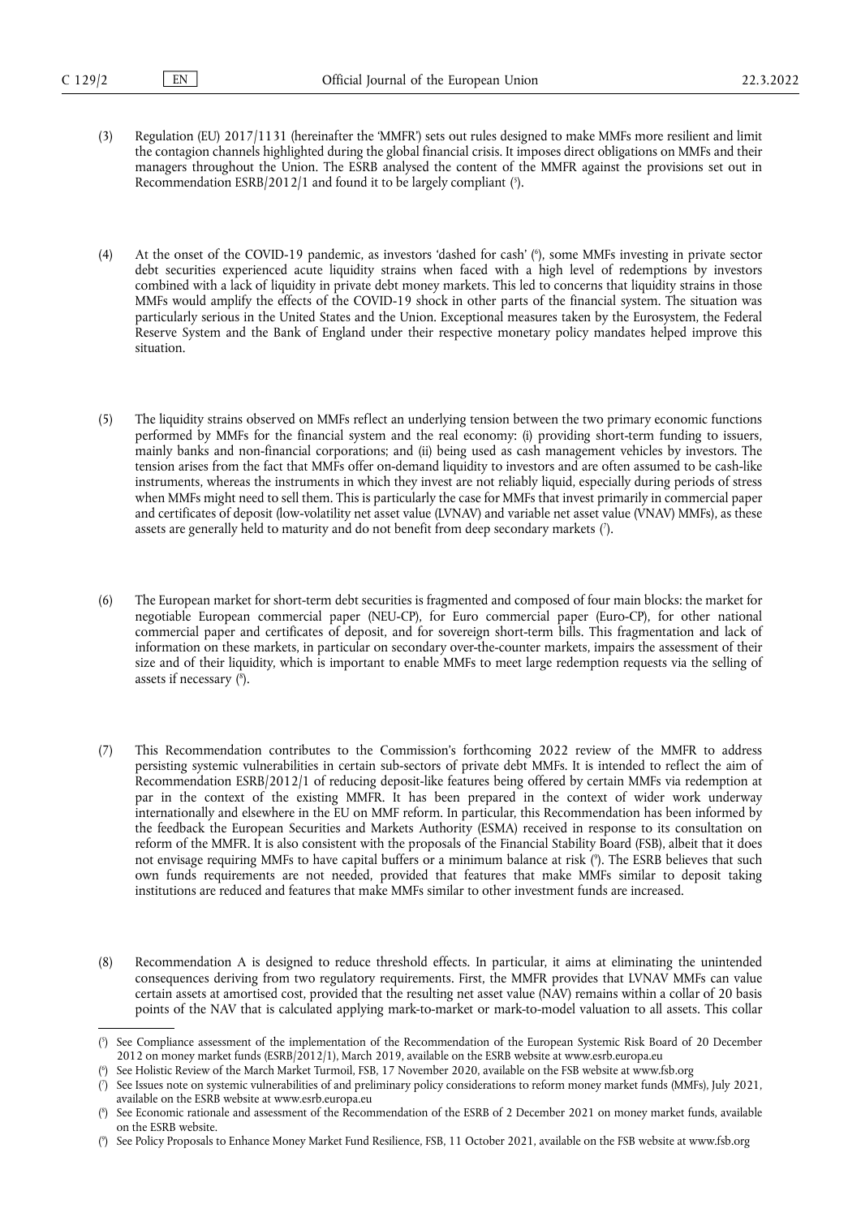(3) Regulation (EU) 2017/1131 (hereinafter the 'MMFR') sets out rules designed to make MMFs more resilient and limit the contagion channels highlighted during the global financial crisis. It imposes direct obligations on MMFs and their managers throughout the Union. The ESRB analysed the content of the MMFR against the provisions set out in Recommendation ESRB/2012/1 and found it to be largely compliant ([5]).

(4) At the onset of the COVID-19 pandemic, as investors 'dashed for cash' ([6]), some MMFs investing in private sector debt securities experienced acute liquidity strains when faced with a high level of redemptions by investors combined with a lack of liquidity in private debt money markets. This led to concerns that liquidity strains in those MMFs would amplify the effects of the COVID-19 shock in other parts of the financial system. The situation was particularly serious in the United States and the Union. Exceptional measures taken by the Eurosystem, the Federal Reserve System and the Bank of England under their respective monetary policy mandates helped improve this situation.

(5) The liquidity strains observed on MMFs reflect an underlying tension between the two primary economic functions performed by MMFs for the financial system and the real economy: (i) providing short-term funding to issuers, mainly banks and non-financial corporations; and (ii) being used as cash management vehicles by investors. The tension arises from the fact that MMFs offer on-demand liquidity to investors and are often assumed to be cash-like instruments, whereas the instruments in which they invest are not reliably liquid, especially during periods of stress when MMFs might need to sell them. This is particularly the case for MMFs that invest primarily in commercial paper and certificates of deposit (low-volatility net asset value (LVNAV) and variable net asset value (VNAV) MMFs), as these assets are generally held to maturity and do not benefit from deep secondary markets ([7]).

(6) The European market for short-term debt securities is fragmented and composed of four main blocks: the market for negotiable European commercial paper (NEU-CP), for Euro commercial paper (Euro-CP), for other national commercial paper and certificates of deposit, and for sovereign short-term bills. This fragmentation and lack of information on these markets, in particular on secondary over-the-counter markets, impairs the assessment of their size and of their liquidity, which is important to enable MMFs to meet large redemption requests via the selling of assets if necessary ([8]).

(7) This Recommendation contributes to the Commission's forthcoming 2022 review of the MMFR to address persisting systemic vulnerabilities in certain sub-sectors of private debt MMFs. It is intended to reflect the aim of Recommendation ESRB/2012/1 of reducing deposit-like features being offered by certain MMFs via redemption at par in the context of the existing MMFR. It has been prepared in the context of wider work underway internationally and elsewhere in the EU on MMF reform. In particular, this Recommendation has been informed by the feedback the European Securities and Markets Authority (ESMA) received in response to its consultation on reform of the MMFR. It is also consistent with the proposals of the Financial Stability Board (FSB), albeit that it does not envisage requiring MMFs to have capital buffers or a minimum balance at risk ([9]). The ESRB believes that such own funds requirements are not needed, provided that features that make MMFs similar to deposit taking institutions are reduced and features that make MMFs similar to other investment funds are increased.

(8) Recommendation A is designed to reduce threshold effects. In particular, it aims at eliminating the unintended consequences deriving from two regulatory requirements. First, the MMFR provides that LVNAV MMFs can value certain assets at amortised cost, provided that the resulting net asset value (NAV) remains within a collar of 20 basis points of the NAV that is calculated applying mark-to-market or mark-to-model valuation to all assets. This collar

---

([5]) See Compliance assessment of the implementation of the Recommendation of the European Systemic Risk Board of 20 December 2012 on money market funds (ESRB/2012/1), March 2019, available on the ESRB website at www.esrb.europa.eu

([6]) See Holistic Review of the March Market Turmoil, FSB, 17 November 2020, available on the FSB website at www.fsb.org

([7]) See Issues note on systemic vulnerabilities of and preliminary policy considerations to reform money market funds (MMFs), July 2021, available on the ESRB website at www.esrb.europa.eu

([8]) See Economic rationale and assessment of the Recommendation of the ESRB of 2 December 2021 on money market funds, available on the ESRB website.

([9]) See Policy Proposals to Enhance Money Market Fund Resilience, FSB, 11 October 2021, available on the FSB website at www.fsb.org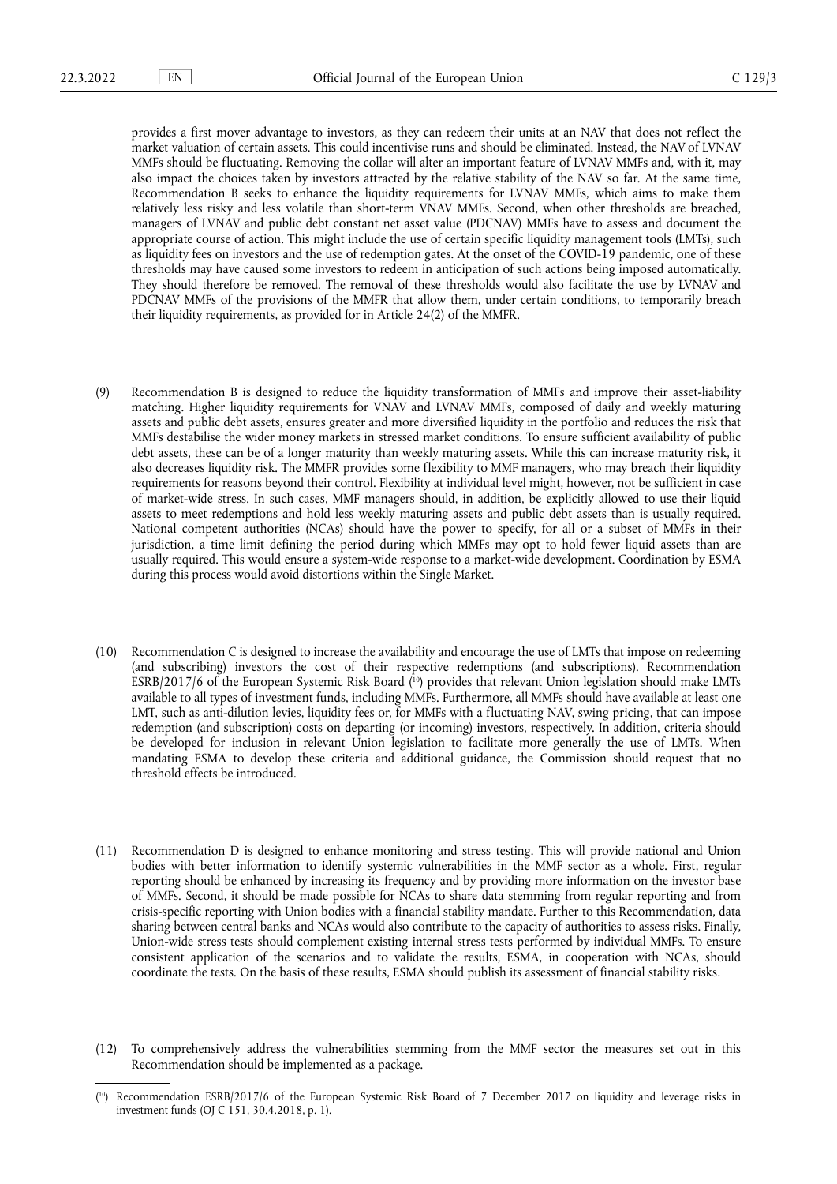provides a first mover advantage to investors, as they can redeem their units at an NAV that does not reflect the market valuation of certain assets. This could incentivise runs and should be eliminated. Instead, the NAV of LVNAV MMFs should be fluctuating. Removing the collar will alter an important feature of LVNAV MMFs and, with it, may also impact the choices taken by investors attracted by the relative stability of the NAV so far. At the same time, Recommendation B seeks to enhance the liquidity requirements for LVNAV MMFs, which aims to make them relatively less risky and less volatile than short-term VNAV MMFs. Second, when other thresholds are breached, managers of LVNAV and public debt constant net asset value (PDCNAV) MMFs have to assess and document the appropriate course of action. This might include the use of certain specific liquidity management tools (LMTs), such as liquidity fees on investors and the use of redemption gates. At the onset of the COVID-19 pandemic, one of these thresholds may have caused some investors to redeem in anticipation of such actions being imposed automatically. They should therefore be removed. The removal of these thresholds would also facilitate the use by LVNAV and PDCNAV MMFs of the provisions of the MMFR that allow them, under certain conditions, to temporarily breach their liquidity requirements, as provided for in Article 24(2) of the MMFR.

(9) Recommendation B is designed to reduce the liquidity transformation of MMFs and improve their asset-liability matching. Higher liquidity requirements for VNAV and LVNAV MMFs, composed of daily and weekly maturing assets and public debt assets, ensures greater and more diversified liquidity in the portfolio and reduces the risk that MMFs destabilise the wider money markets in stressed market conditions. To ensure sufficient availability of public debt assets, these can be of a longer maturity than weekly maturing assets. While this can increase maturity risk, it also decreases liquidity risk. The MMFR provides some flexibility to MMF managers, who may breach their liquidity requirements for reasons beyond their control. Flexibility at individual level might, however, not be sufficient in case of market-wide stress. In such cases, MMF managers should, in addition, be explicitly allowed to use their liquid assets to meet redemptions and hold less weekly maturing assets and public debt assets than is usually required. National competent authorities (NCAs) should have the power to specify, for all or a subset of MMFs in their jurisdiction, a time limit defining the period during which MMFs may opt to hold fewer liquid assets than are usually required. This would ensure a system-wide response to a market-wide development. Coordination by ESMA during this process would avoid distortions within the Single Market.

(10) Recommendation C is designed to increase the availability and encourage the use of LMTs that impose on redeeming (and subscribing) investors the cost of their respective redemptions (and subscriptions). Recommendation ESRB/2017/6 of the European Systemic Risk Board [10] provides that relevant Union legislation should make LMTs available to all types of investment funds, including MMFs. Furthermore, all MMFs should have available at least one LMT, such as anti-dilution levies, liquidity fees or, for MMFs with a fluctuating NAV, swing pricing, that can impose redemption (and subscription) costs on departing (or incoming) investors, respectively. In addition, criteria should be developed for inclusion in relevant Union legislation to facilitate more generally the use of LMTs. When mandating ESMA to develop these criteria and additional guidance, the Commission should request that no threshold effects be introduced.

(11) Recommendation D is designed to enhance monitoring and stress testing. This will provide national and Union bodies with better information to identify systemic vulnerabilities in the MMF sector as a whole. First, regular reporting should be enhanced by increasing its frequency and by providing more information on the investor base of MMFs. Second, it should be made possible for NCAs to share data stemming from regular reporting and from crisis-specific reporting with Union bodies with a financial stability mandate. Further to this Recommendation, data sharing between central banks and NCAs would also contribute to the capacity of authorities to assess risks. Finally, Union-wide stress tests should complement existing internal stress tests performed by individual MMFs. To ensure consistent application of the scenarios and to validate the results, ESMA, in cooperation with NCAs, should coordinate the tests. On the basis of these results, ESMA should publish its assessment of financial stability risks.

(12) To comprehensively address the vulnerabilities stemming from the MMF sector the measures set out in this Recommendation should be implemented as a package.

---

[10] Recommendation ESRB/2017/6 of the European Systemic Risk Board of 7 December 2017 on liquidity and leverage risks in investment funds (OJ C 151, 30.4.2018, p. 1).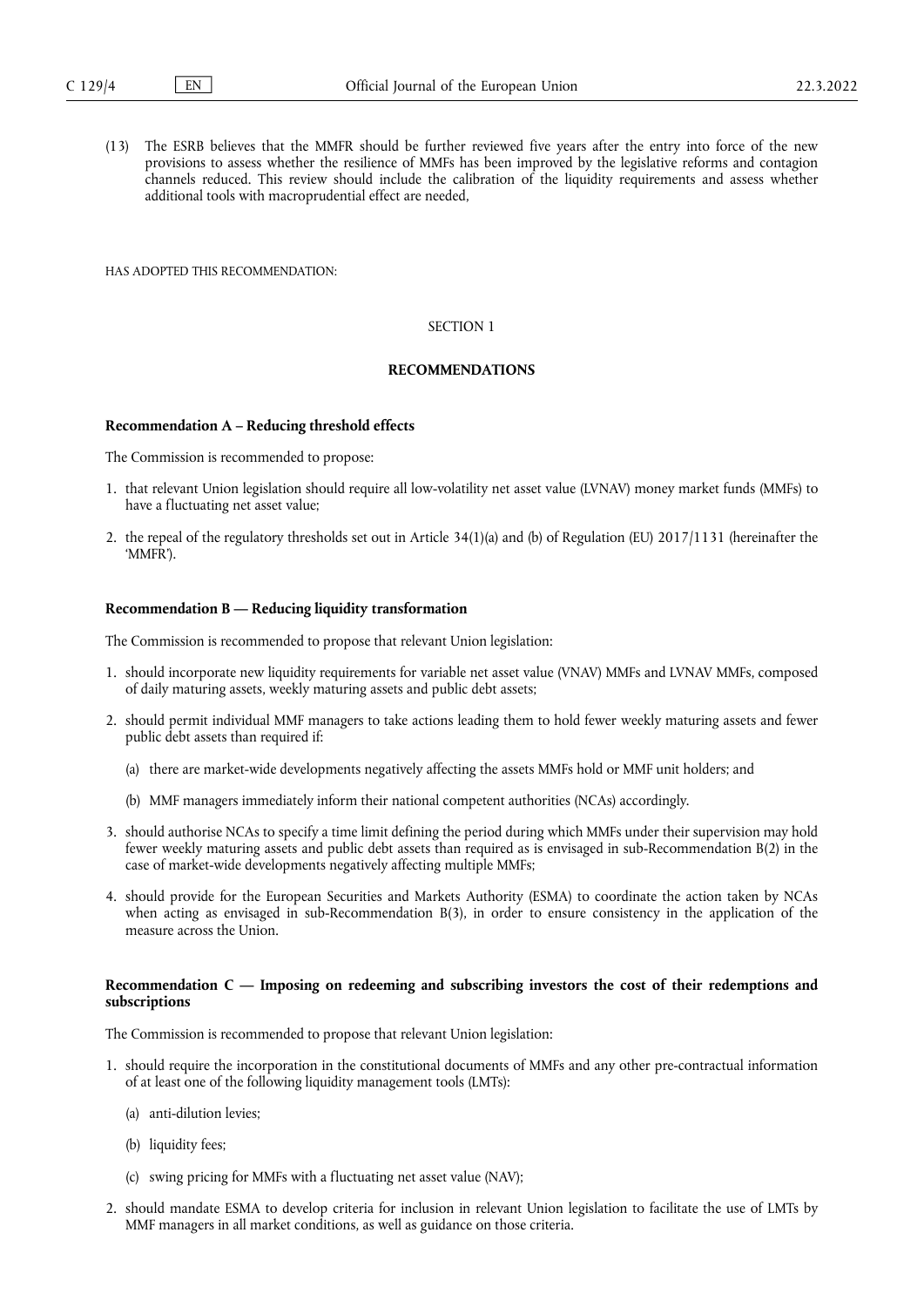(13) The ESRB believes that the MMFR should be further reviewed five years after the entry into force of the new provisions to assess whether the resilience of MMFs has been improved by the legislative reforms and contagion channels reduced. This review should include the calibration of the liquidity requirements and assess whether additional tools with macroprudential effect are needed,

HAS ADOPTED THIS RECOMMENDATION:

SECTION 1

## RECOMMENDATIONS

### Recommendation A – Reducing threshold effects

The Commission is recommended to propose:

1. that relevant Union legislation should require all low-volatility net asset value (LVNAV) money market funds (MMFs) to have a fluctuating net asset value;
2. the repeal of the regulatory thresholds set out in Article 34(1)(a) and (b) of Regulation (EU) 2017/1131 (hereinafter the 'MMFR').

### Recommendation B — Reducing liquidity transformation

The Commission is recommended to propose that relevant Union legislation:

1. should incorporate new liquidity requirements for variable net asset value (VNAV) MMFs and LVNAV MMFs, composed of daily maturing assets, weekly maturing assets and public debt assets;
2. should permit individual MMF managers to take actions leading them to hold fewer weekly maturing assets and fewer public debt assets than required if:
   (a) there are market-wide developments negatively affecting the assets MMFs hold or MMF unit holders; and
   (b) MMF managers immediately inform their national competent authorities (NCAs) accordingly.
3. should authorise NCAs to specify a time limit defining the period during which MMFs under their supervision may hold fewer weekly maturing assets and public debt assets than required as is envisaged in sub-Recommendation B(2) in the case of market-wide developments negatively affecting multiple MMFs;
4. should provide for the European Securities and Markets Authority (ESMA) to coordinate the action taken by NCAs when acting as envisaged in sub-Recommendation B(3), in order to ensure consistency in the application of the measure across the Union.

### Recommendation C — Imposing on redeeming and subscribing investors the cost of their redemptions and subscriptions

The Commission is recommended to propose that relevant Union legislation:

1. should require the incorporation in the constitutional documents of MMFs and any other pre-contractual information of at least one of the following liquidity management tools (LMTs):
   (a) anti-dilution levies;
   (b) liquidity fees;
   (c) swing pricing for MMFs with a fluctuating net asset value (NAV);
2. should mandate ESMA to develop criteria for inclusion in relevant Union legislation to facilitate the use of LMTs by MMF managers in all market conditions, as well as guidance on those criteria.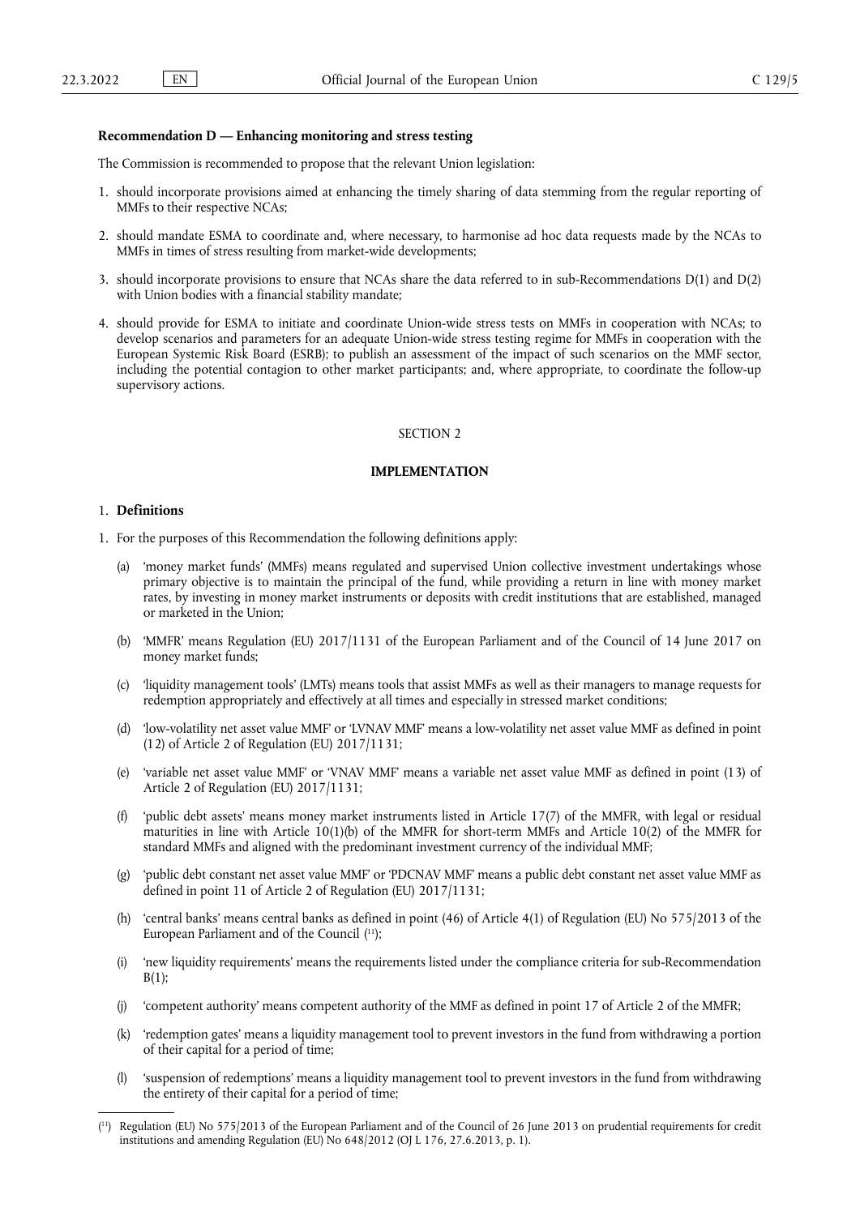**Recommendation D — Enhancing monitoring and stress testing**

The Commission is recommended to propose that the relevant Union legislation:

1. should incorporate provisions aimed at enhancing the timely sharing of data stemming from the regular reporting of MMFs to their respective NCAs;
2. should mandate ESMA to coordinate and, where necessary, to harmonise ad hoc data requests made by the NCAs to MMFs in times of stress resulting from market-wide developments;
3. should incorporate provisions to ensure that NCAs share the data referred to in sub-Recommendations D(1) and D(2) with Union bodies with a financial stability mandate;
4. should provide for ESMA to initiate and coordinate Union-wide stress tests on MMFs in cooperation with NCAs; to develop scenarios and parameters for an adequate Union-wide stress testing regime for MMFs in cooperation with the European Systemic Risk Board (ESRB); to publish an assessment of the impact of such scenarios on the MMF sector, including the potential contagion to other market participants; and, where appropriate, to coordinate the follow-up supervisory actions.

SECTION 2

**IMPLEMENTATION**

1. **Definitions**

1. For the purposes of this Recommendation the following definitions apply:

   (a) 'money market funds' (MMFs) means regulated and supervised Union collective investment undertakings whose primary objective is to maintain the principal of the fund, while providing a return in line with money market rates, by investing in money market instruments or deposits with credit institutions that are established, managed or marketed in the Union;

   (b) 'MMFR' means Regulation (EU) 2017/1131 of the European Parliament and of the Council of 14 June 2017 on money market funds;

   (c) 'liquidity management tools' (LMTs) means tools that assist MMFs as well as their managers to manage requests for redemption appropriately and effectively at all times and especially in stressed market conditions;

   (d) 'low-volatility net asset value MMF' or 'LVNAV MMF' means a low-volatility net asset value MMF as defined in point (12) of Article 2 of Regulation (EU) 2017/1131;

   (e) 'variable net asset value MMF' or 'VNAV MMF' means a variable net asset value MMF as defined in point (13) of Article 2 of Regulation (EU) 2017/1131;

   (f) 'public debt assets' means money market instruments listed in Article 17(7) of the MMFR, with legal or residual maturities in line with Article 10(1)(b) of the MMFR for short-term MMFs and Article 10(2) of the MMFR for standard MMFs and aligned with the predominant investment currency of the individual MMF;

   (g) 'public debt constant net asset value MMF' or 'PDCNAV MMF' means a public debt constant net asset value MMF as defined in point 11 of Article 2 of Regulation (EU) 2017/1131;

   (h) 'central banks' means central banks as defined in point (46) of Article 4(1) of Regulation (EU) No 575/2013 of the European Parliament and of the Council [11];

   (i) 'new liquidity requirements' means the requirements listed under the compliance criteria for sub-Recommendation B(1);

   (j) 'competent authority' means competent authority of the MMF as defined in point 17 of Article 2 of the MMFR;

   (k) 'redemption gates' means a liquidity management tool to prevent investors in the fund from withdrawing a portion of their capital for a period of time;

   (l) 'suspension of redemptions' means a liquidity management tool to prevent investors in the fund from withdrawing the entirety of their capital for a period of time;

---

[11] Regulation (EU) No 575/2013 of the European Parliament and of the Council of 26 June 2013 on prudential requirements for credit institutions and amending Regulation (EU) No 648/2012 (OJ L 176, 27.6.2013, p. 1).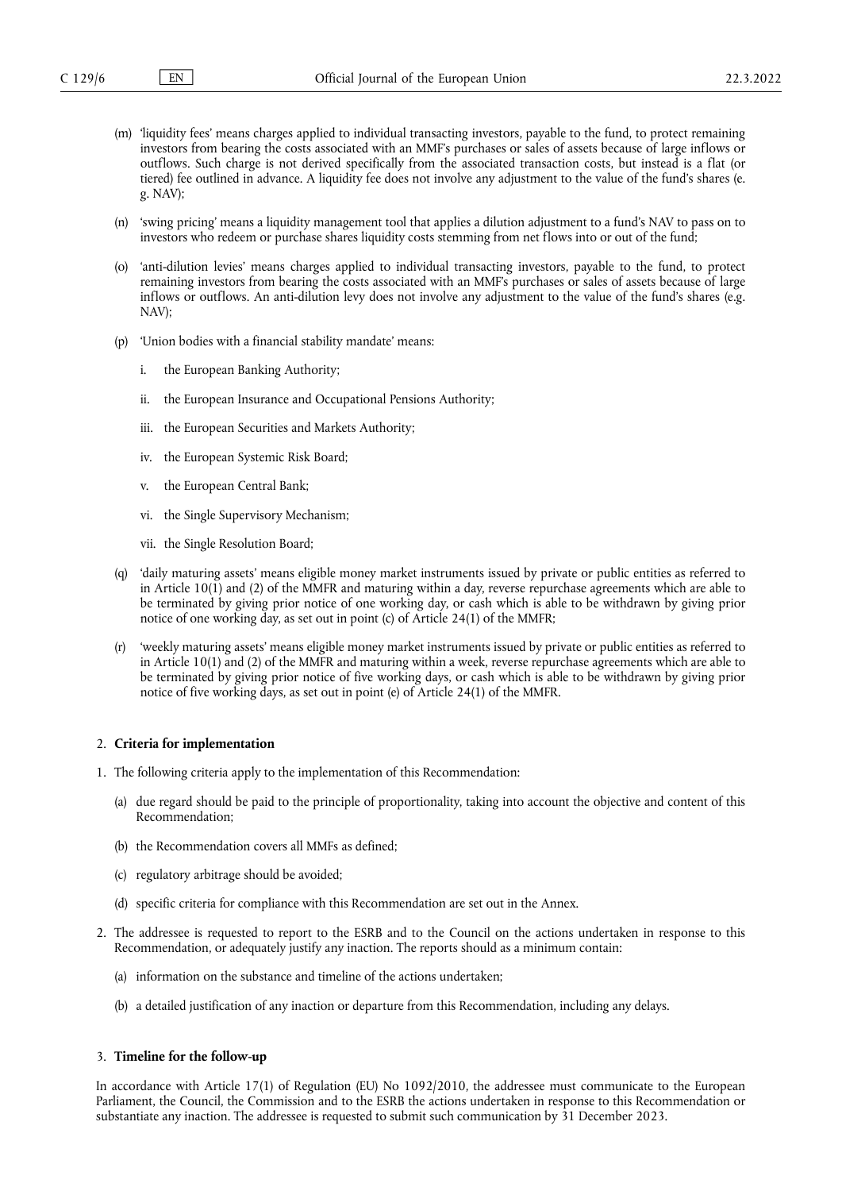(m) 'liquidity fees' means charges applied to individual transacting investors, payable to the fund, to protect remaining investors from bearing the costs associated with an MMF's purchases or sales of assets because of large inflows or outflows. Such charge is not derived specifically from the associated transaction costs, but instead is a flat (or tiered) fee outlined in advance. A liquidity fee does not involve any adjustment to the value of the fund's shares (e. g. NAV);

(n) 'swing pricing' means a liquidity management tool that applies a dilution adjustment to a fund's NAV to pass on to investors who redeem or purchase shares liquidity costs stemming from net flows into or out of the fund;

(o) 'anti-dilution levies' means charges applied to individual transacting investors, payable to the fund, to protect remaining investors from bearing the costs associated with an MMF's purchases or sales of assets because of large inflows or outflows. An anti-dilution levy does not involve any adjustment to the value of the fund's shares (e.g. NAV);

(p) 'Union bodies with a financial stability mandate' means:

   i. the European Banking Authority;

   ii. the European Insurance and Occupational Pensions Authority;

   iii. the European Securities and Markets Authority;

   iv. the European Systemic Risk Board;

   v. the European Central Bank;

   vi. the Single Supervisory Mechanism;

   vii. the Single Resolution Board;

(q) 'daily maturing assets' means eligible money market instruments issued by private or public entities as referred to in Article 10(1) and (2) of the MMFR and maturing within a day, reverse repurchase agreements which are able to be terminated by giving prior notice of one working day, or cash which is able to be withdrawn by giving prior notice of one working day, as set out in point (c) of Article 24(1) of the MMFR;

(r) 'weekly maturing assets' means eligible money market instruments issued by private or public entities as referred to in Article 10(1) and (2) of the MMFR and maturing within a week, reverse repurchase agreements which are able to be terminated by giving prior notice of five working days, or cash which is able to be withdrawn by giving prior notice of five working days, as set out in point (e) of Article 24(1) of the MMFR.

## 2. **Criteria for implementation**

1. The following criteria apply to the implementation of this Recommendation:

   (a) due regard should be paid to the principle of proportionality, taking into account the objective and content of this Recommendation;

   (b) the Recommendation covers all MMFs as defined;

   (c) regulatory arbitrage should be avoided;

   (d) specific criteria for compliance with this Recommendation are set out in the Annex.

2. The addressee is requested to report to the ESRB and to the Council on the actions undertaken in response to this Recommendation, or adequately justify any inaction. The reports should as a minimum contain:

   (a) information on the substance and timeline of the actions undertaken;

   (b) a detailed justification of any inaction or departure from this Recommendation, including any delays.

## 3. **Timeline for the follow-up**

In accordance with Article 17(1) of Regulation (EU) No 1092/2010, the addressee must communicate to the European Parliament, the Council, the Commission and to the ESRB the actions undertaken in response to this Recommendation or substantiate any inaction. The addressee is requested to submit such communication by 31 December 2023.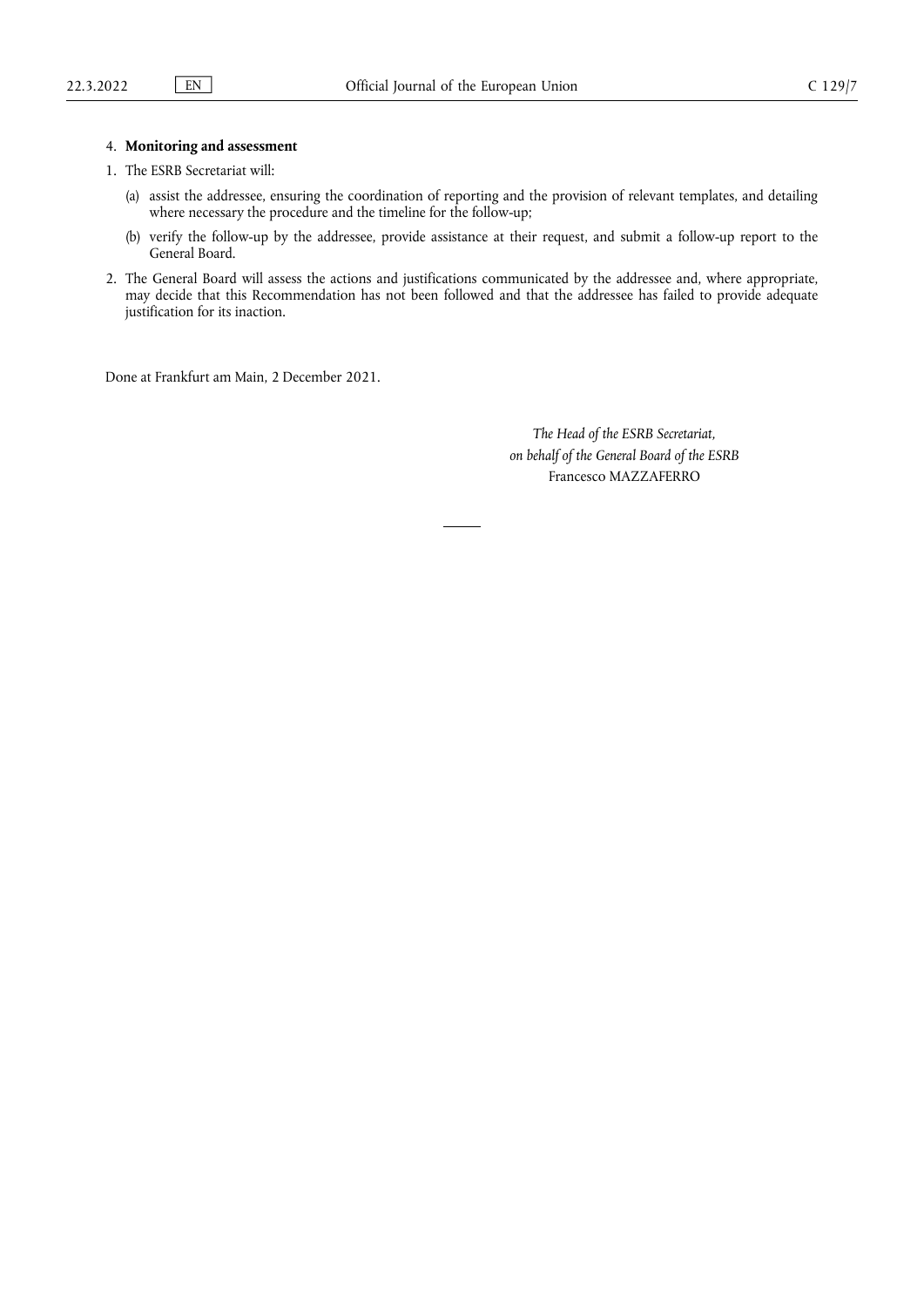4. **Monitoring and assessment**

1. The ESRB Secretariat will:

   (a) assist the addressee, ensuring the coordination of reporting and the provision of relevant templates, and detailing where necessary the procedure and the timeline for the follow-up;

   (b) verify the follow-up by the addressee, provide assistance at their request, and submit a follow-up report to the General Board.

2. The General Board will assess the actions and justifications communicated by the addressee and, where appropriate, may decide that this Recommendation has not been followed and that the addressee has failed to provide adequate justification for its inaction.

Done at Frankfurt am Main, 2 December 2021.

*The Head of the ESRB Secretariat,*
*on behalf of the General Board of the ESRB*
Francesco MAZZAFERRO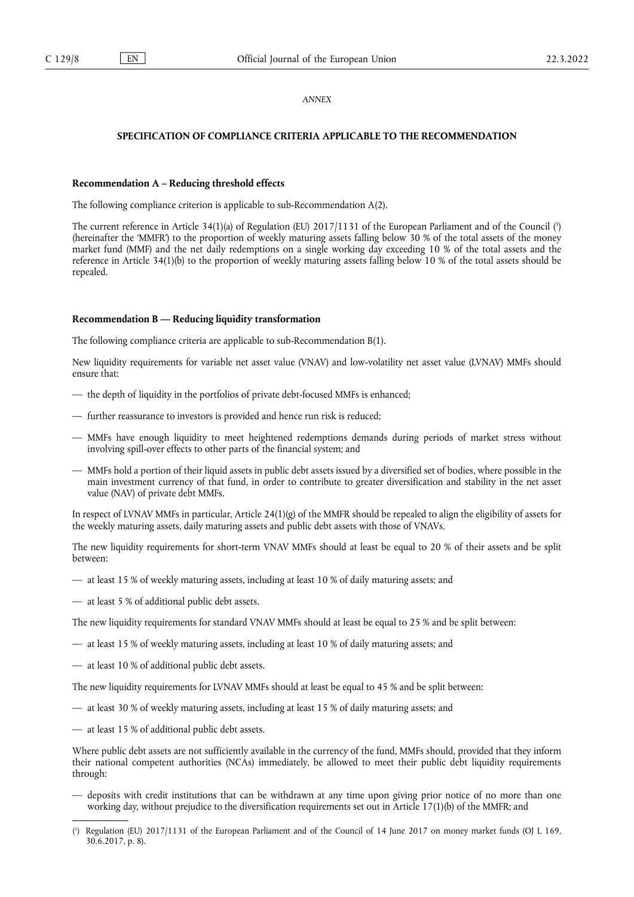*ANNEX*

## SPECIFICATION OF COMPLIANCE CRITERIA APPLICABLE TO THE RECOMMENDATION

### Recommendation A – Reducing threshold effects

The following compliance criterion is applicable to sub-Recommendation A(2).

The current reference in Article 34(1)(a) of Regulation (EU) 2017/1131 of the European Parliament and of the Council [1] (hereinafter the 'MMFR') to the proportion of weekly maturing assets falling below 30 % of the total assets of the money market fund (MMF) and the net daily redemptions on a single working day exceeding 10 % of the total assets and the reference in Article 34(1)(b) to the proportion of weekly maturing assets falling below 10 % of the total assets should be repealed.

### Recommendation B — Reducing liquidity transformation

The following compliance criteria are applicable to sub-Recommendation B(1).

New liquidity requirements for variable net asset value (VNAV) and low-volatility net asset value (LVNAV) MMFs should ensure that:

- the depth of liquidity in the portfolios of private debt-focused MMFs is enhanced;
- further reassurance to investors is provided and hence run risk is reduced;
- MMFs have enough liquidity to meet heightened redemptions demands during periods of market stress without involving spill-over effects to other parts of the financial system; and
- MMFs hold a portion of their liquid assets in public debt assets issued by a diversified set of bodies, where possible in the main investment currency of that fund, in order to contribute to greater diversification and stability in the net asset value (NAV) of private debt MMFs.

In respect of LVNAV MMFs in particular, Article 24(1)(g) of the MMFR should be repealed to align the eligibility of assets for the weekly maturing assets, daily maturing assets and public debt assets with those of VNAVs.

The new liquidity requirements for short-term VNAV MMFs should at least be equal to 20 % of their assets and be split between:

- at least 15 % of weekly maturing assets, including at least 10 % of daily maturing assets; and
- at least 5 % of additional public debt assets.

The new liquidity requirements for standard VNAV MMFs should at least be equal to 25 % and be split between:

- at least 15 % of weekly maturing assets, including at least 10 % of daily maturing assets; and
- at least 10 % of additional public debt assets.

The new liquidity requirements for LVNAV MMFs should at least be equal to 45 % and be split between:

- at least 30 % of weekly maturing assets, including at least 15 % of daily maturing assets; and
- at least 15 % of additional public debt assets.

Where public debt assets are not sufficiently available in the currency of the fund, MMFs should, provided that they inform their national competent authorities (NCAs) immediately, be allowed to meet their public debt liquidity requirements through:

- deposits with credit institutions that can be withdrawn at any time upon giving prior notice of no more than one working day, without prejudice to the diversification requirements set out in Article 17(1)(b) of the MMFR; and

[1] Regulation (EU) 2017/1131 of the European Parliament and of the Council of 14 June 2017 on money market funds (OJ L 169, 30.6.2017, p. 8).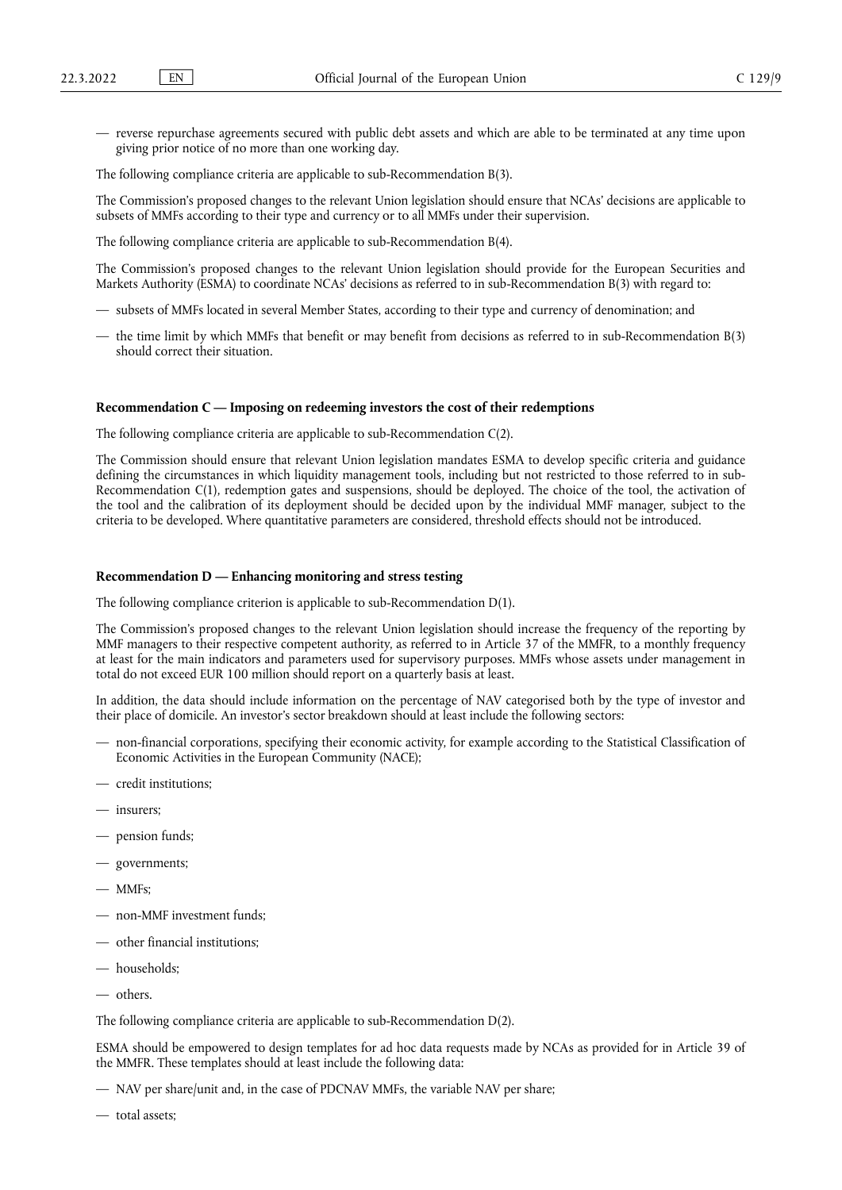— reverse repurchase agreements secured with public debt assets and which are able to be terminated at any time upon giving prior notice of no more than one working day.

The following compliance criteria are applicable to sub-Recommendation B(3).

The Commission's proposed changes to the relevant Union legislation should ensure that NCAs' decisions are applicable to subsets of MMFs according to their type and currency or to all MMFs under their supervision.

The following compliance criteria are applicable to sub-Recommendation B(4).

The Commission's proposed changes to the relevant Union legislation should provide for the European Securities and Markets Authority (ESMA) to coordinate NCAs' decisions as referred to in sub-Recommendation B(3) with regard to:

— subsets of MMFs located in several Member States, according to their type and currency of denomination; and

— the time limit by which MMFs that benefit or may benefit from decisions as referred to in sub-Recommendation B(3) should correct their situation.

**Recommendation C — Imposing on redeeming investors the cost of their redemptions**

The following compliance criteria are applicable to sub-Recommendation C(2).

The Commission should ensure that relevant Union legislation mandates ESMA to develop specific criteria and guidance defining the circumstances in which liquidity management tools, including but not restricted to those referred to in sub-Recommendation C(1), redemption gates and suspensions, should be deployed. The choice of the tool, the activation of the tool and the calibration of its deployment should be decided upon by the individual MMF manager, subject to the criteria to be developed. Where quantitative parameters are considered, threshold effects should not be introduced.

**Recommendation D — Enhancing monitoring and stress testing**

The following compliance criterion is applicable to sub-Recommendation D(1).

The Commission's proposed changes to the relevant Union legislation should increase the frequency of the reporting by MMF managers to their respective competent authority, as referred to in Article 37 of the MMFR, to a monthly frequency at least for the main indicators and parameters used for supervisory purposes. MMFs whose assets under management in total do not exceed EUR 100 million should report on a quarterly basis at least.

In addition, the data should include information on the percentage of NAV categorised both by the type of investor and their place of domicile. An investor's sector breakdown should at least include the following sectors:

— non-financial corporations, specifying their economic activity, for example according to the Statistical Classification of Economic Activities in the European Community (NACE);

— credit institutions;

— insurers;

— pension funds;

— governments;

— MMFs;

— non-MMF investment funds;

— other financial institutions;

— households;

— others.

The following compliance criteria are applicable to sub-Recommendation D(2).

ESMA should be empowered to design templates for ad hoc data requests made by NCAs as provided for in Article 39 of the MMFR. These templates should at least include the following data:

— NAV per share/unit and, in the case of PDCNAV MMFs, the variable NAV per share;

— total assets;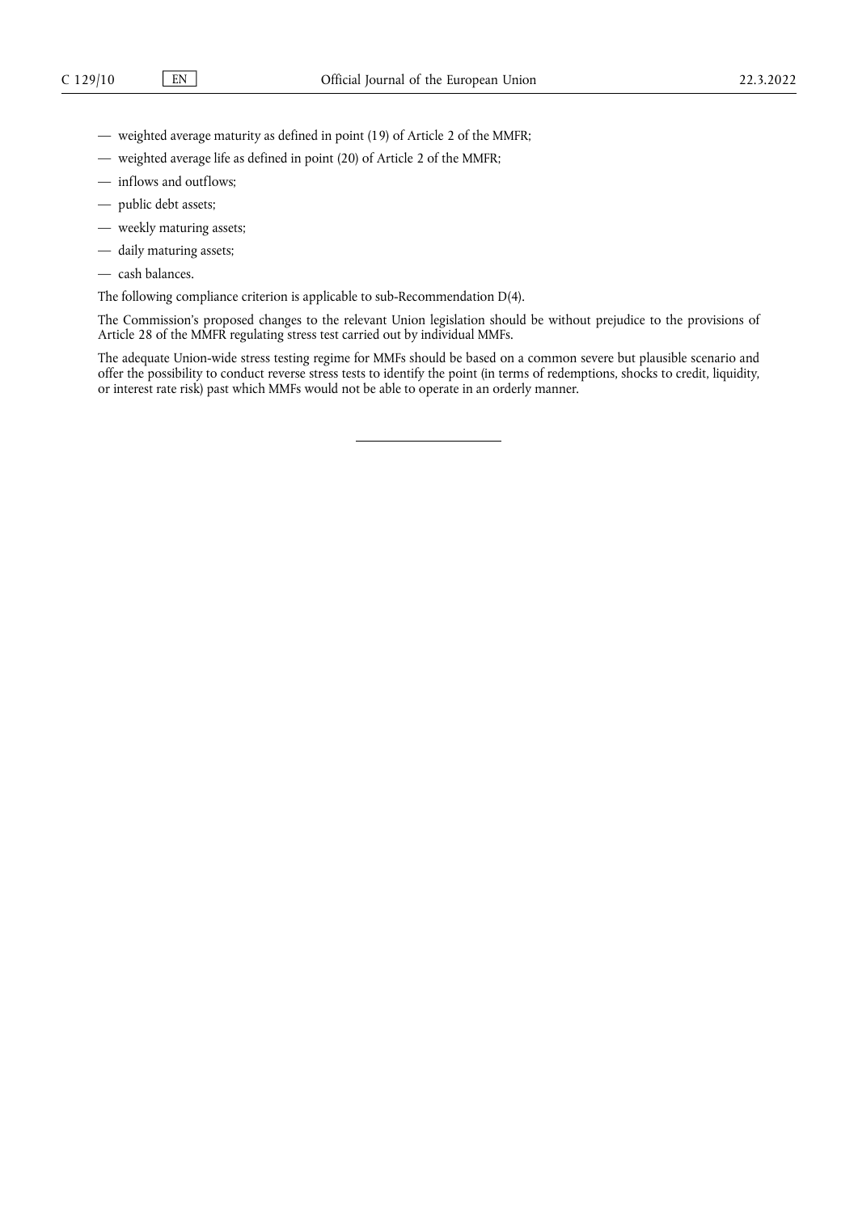- weighted average maturity as defined in point (19) of Article 2 of the MMFR;
- weighted average life as defined in point (20) of Article 2 of the MMFR;
- inflows and outflows;
- public debt assets;
- weekly maturing assets;
- daily maturing assets;
- cash balances.

The following compliance criterion is applicable to sub-Recommendation D(4).

The Commission's proposed changes to the relevant Union legislation should be without prejudice to the provisions of Article 28 of the MMFR regulating stress test carried out by individual MMFs.

The adequate Union-wide stress testing regime for MMFs should be based on a common severe but plausible scenario and offer the possibility to conduct reverse stress tests to identify the point (in terms of redemptions, shocks to credit, liquidity, or interest rate risk) past which MMFs would not be able to operate in an orderly manner.